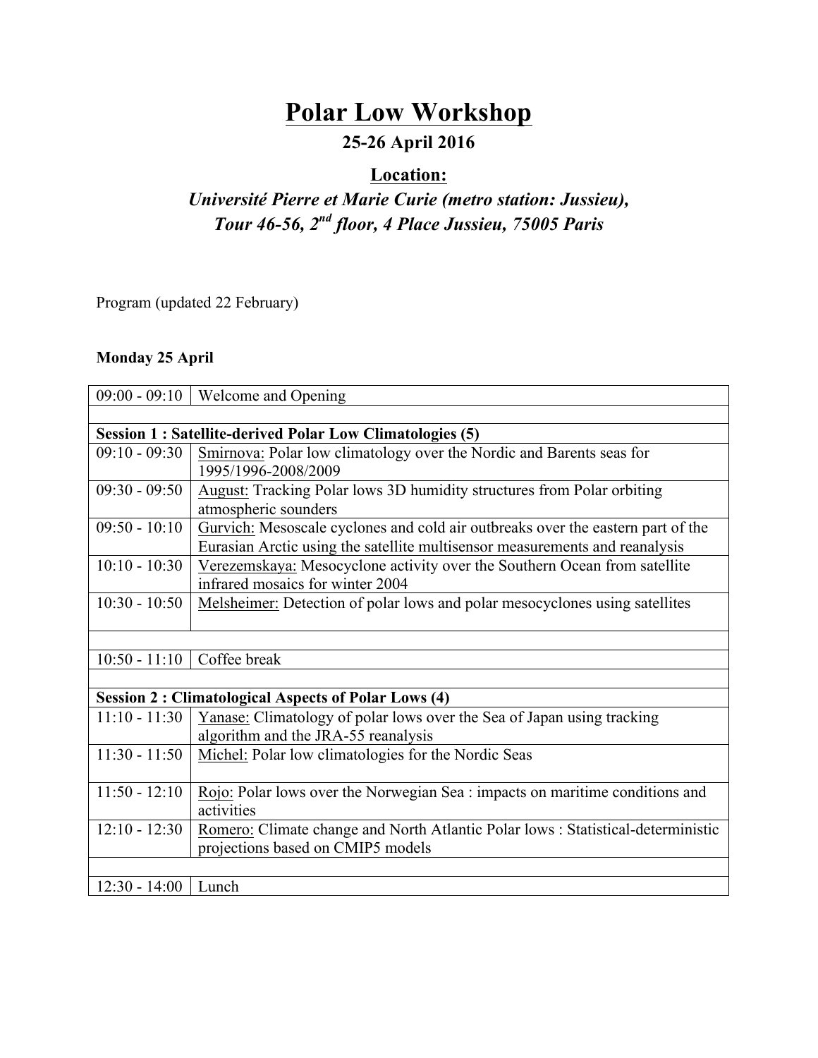# Polar Low Workshop

## 25-26 April 2016

## Location:

***Université Pierre et Marie Curie (metro station: Jussieu), Tour 46-56, 2nd floor, 4 Place Jussieu, 75005 Paris***

Program (updated 22 February)

**Monday 25 April**

| | |
|---|---|
| 09:00 - 09:10 | Welcome and Opening |
| | |
| **Session 1 : Satellite-derived Polar Low Climatologies (5)** | |
| 09:10 - 09:30 | Smirnova: Polar low climatology over the Nordic and Barents seas for 1995/1996-2008/2009 |
| 09:30 - 09:50 | August: Tracking Polar lows 3D humidity structures from Polar orbiting atmospheric sounders |
| 09:50 - 10:10 | Gurvich: Mesoscale cyclones and cold air outbreaks over the eastern part of the Eurasian Arctic using the satellite multisensor measurements and reanalysis |
| 10:10 - 10:30 | Verezemskaya: Mesocyclone activity over the Southern Ocean from satellite infrared mosaics for winter 2004 |
| 10:30 - 10:50 | Melsheimer: Detection of polar lows and polar mesocyclones using satellites |
| | |
| 10:50 - 11:10 | Coffee break |
| | |
| **Session 2 : Climatological Aspects of Polar Lows (4)** | |
| 11:10 - 11:30 | Yanase: Climatology of polar lows over the Sea of Japan using tracking algorithm and the JRA-55 reanalysis |
| 11:30 - 11:50 | Michel: Polar low climatologies for the Nordic Seas |
| 11:50 - 12:10 | Rojo: Polar lows over the Norwegian Sea : impacts on maritime conditions and activities |
| 12:10 - 12:30 | Romero: Climate change and North Atlantic Polar lows : Statistical-deterministic projections based on CMIP5 models |
| | |
| 12:30 - 14:00 | Lunch |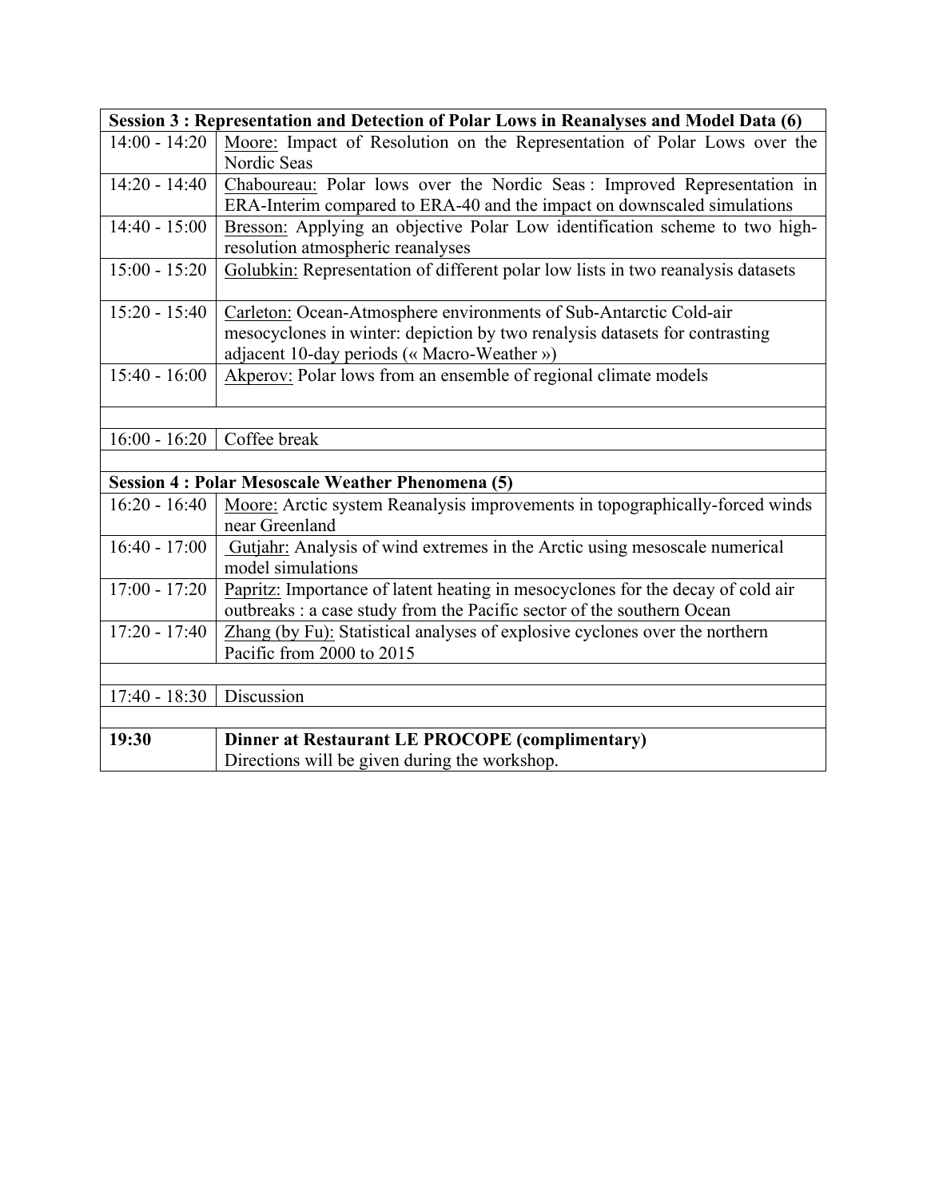| Session 3 : Representation and Detection of Polar Lows in Reanalyses and Model Data (6) | |
|---|---|
| 14:00 - 14:20 | Moore: Impact of Resolution on the Representation of Polar Lows over the Nordic Seas |
| 14:20 - 14:40 | Chaboureau: Polar lows over the Nordic Seas : Improved Representation in ERA-Interim compared to ERA-40 and the impact on downscaled simulations |
| 14:40 - 15:00 | Bresson: Applying an objective Polar Low identification scheme to two high-resolution atmospheric reanalyses |
| 15:00 - 15:20 | Golubkin: Representation of different polar low lists in two reanalysis datasets |
| 15:20 - 15:40 | Carleton: Ocean-Atmosphere environments of Sub-Antarctic Cold-air mesocyclones in winter: depiction by two renalysis datasets for contrasting adjacent 10-day periods (« Macro-Weather ») |
| 15:40 - 16:00 | Akperov: Polar lows from an ensemble of regional climate models |
| | |
| 16:00 - 16:20 | Coffee break |
| | |
| **Session 4 : Polar Mesoscale Weather Phenomena (5)** | |
| 16:20 - 16:40 | Moore: Arctic system Reanalysis improvements in topographically-forced winds near Greenland |
| 16:40 - 17:00 | Gutjahr: Analysis of wind extremes in the Arctic using mesoscale numerical model simulations |
| 17:00 - 17:20 | Papritz: Importance of latent heating in mesocyclones for the decay of cold air outbreaks : a case study from the Pacific sector of the southern Ocean |
| 17:20 - 17:40 | Zhang (by Fu): Statistical analyses of explosive cyclones over the northern Pacific from 2000 to 2015 |
| | |
| 17:40 - 18:30 | Discussion |
| | |
| **19:30** | **Dinner at Restaurant LE PROCOPE (complimentary)** Directions will be given during the workshop. |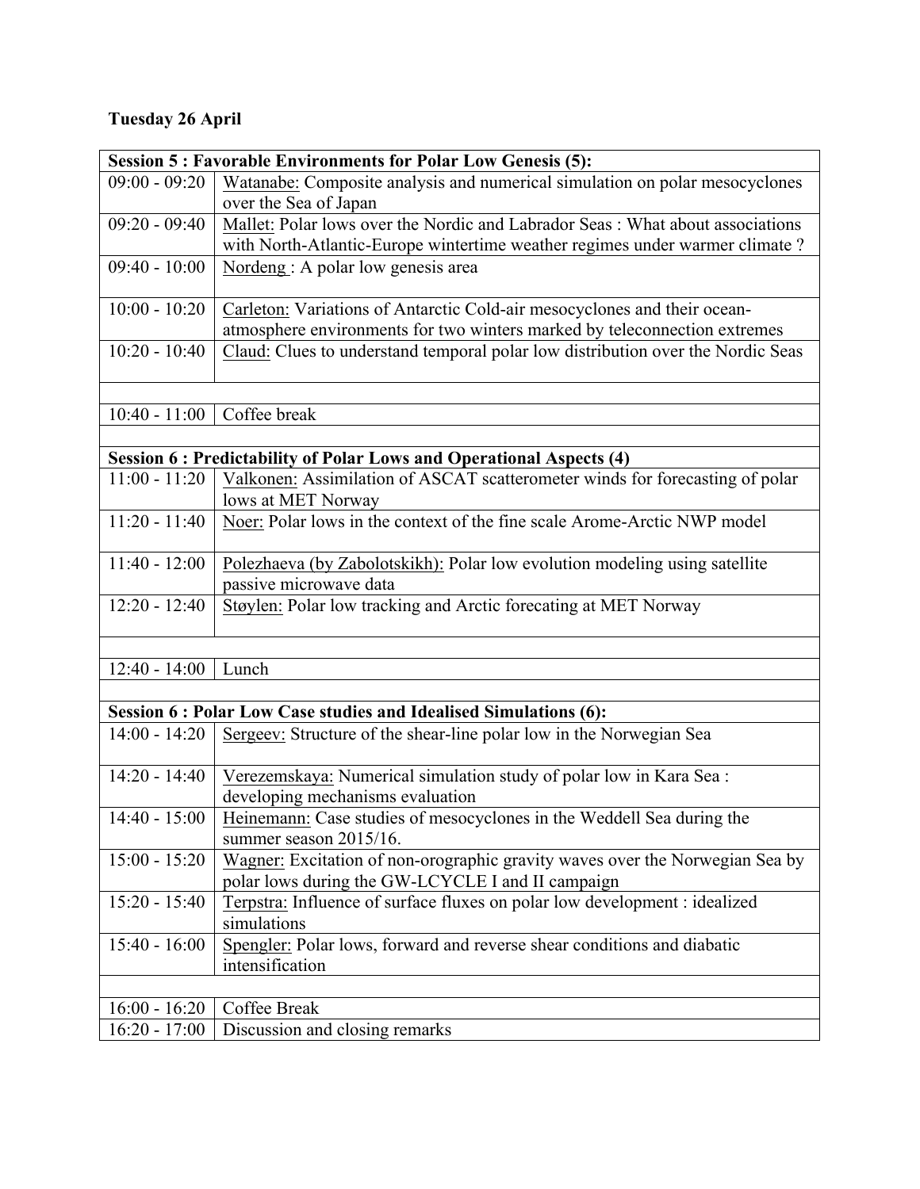**Tuesday 26 April**

| | |
|---|---|
| **Session 5 : Favorable Environments for Polar Low Genesis (5):** | |
| 09:00 - 09:20 | Watanabe: Composite analysis and numerical simulation on polar mesocyclones over the Sea of Japan |
| 09:20 - 09:40 | Mallet: Polar lows over the Nordic and Labrador Seas : What about associations with North-Atlantic-Europe wintertime weather regimes under warmer climate ? |
| 09:40 - 10:00 | Nordeng : A polar low genesis area |
| 10:00 - 10:20 | Carleton: Variations of Antarctic Cold-air mesocyclones and their ocean-atmosphere environments for two winters marked by teleconnection extremes |
| 10:20 - 10:40 | Claud: Clues to understand temporal polar low distribution over the Nordic Seas |
| | |
| 10:40 - 11:00 | Coffee break |
| | |
| **Session 6 : Predictability of Polar Lows and Operational Aspects (4)** | |
| 11:00 - 11:20 | Valkonen: Assimilation of ASCAT scatterometer winds for forecasting of polar lows at MET Norway |
| 11:20 - 11:40 | Noer: Polar lows in the context of the fine scale Arome-Arctic NWP model |
| 11:40 - 12:00 | Polezhaeva (by Zabolotskikh): Polar low evolution modeling using satellite passive microwave data |
| 12:20 - 12:40 | Støylen: Polar low tracking and Arctic forecating at MET Norway |
| | |
| 12:40 - 14:00 | Lunch |
| | |
| **Session 6 : Polar Low Case studies and Idealised Simulations (6):** | |
| 14:00 - 14:20 | Sergeev: Structure of the shear-line polar low in the Norwegian Sea |
| 14:20 - 14:40 | Verezemskaya: Numerical simulation study of polar low in Kara Sea : developing mechanisms evaluation |
| 14:40 - 15:00 | Heinemann: Case studies of mesocyclones in the Weddell Sea during the summer season 2015/16. |
| 15:00 - 15:20 | Wagner: Excitation of non-orographic gravity waves over the Norwegian Sea by polar lows during the GW-LCYCLE I and II campaign |
| 15:20 - 15:40 | Terpstra: Influence of surface fluxes on polar low development : idealized simulations |
| 15:40 - 16:00 | Spengler: Polar lows, forward and reverse shear conditions and diabatic intensification |
| | |
| 16:00 - 16:20 | Coffee Break |
| 16:20 - 17:00 | Discussion and closing remarks |